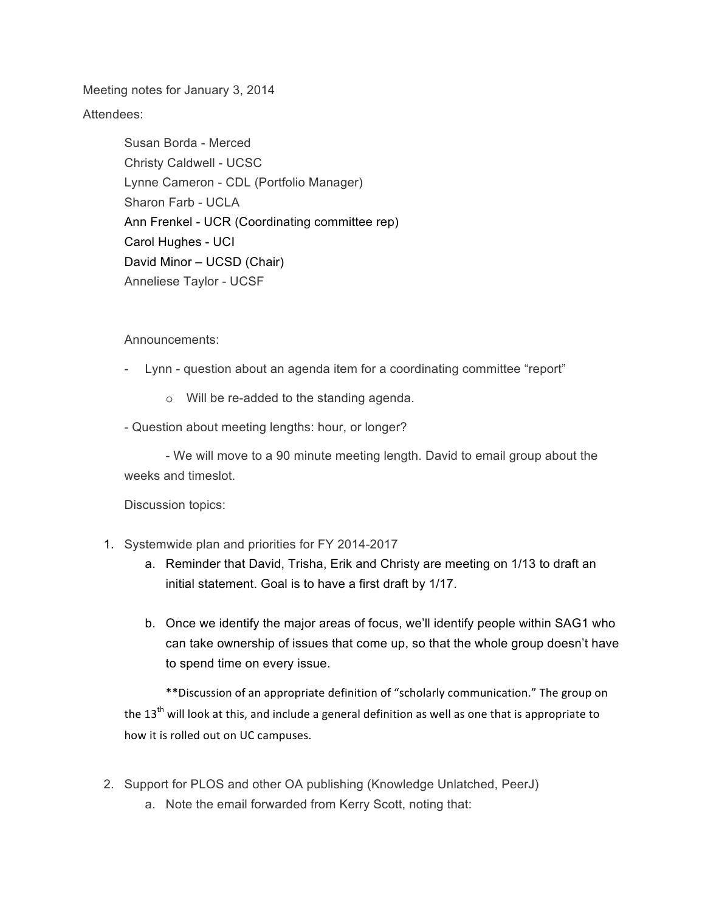Meeting notes for January 3, 2014

Attendees:

Susan Borda - Merced
Christy Caldwell - UCSC
Lynne Cameron - CDL (Portfolio Manager)
Sharon Farb - UCLA
Ann Frenkel - UCR (Coordinating committee rep)
Carol Hughes - UCI
David Minor – UCSD (Chair)
Anneliese Taylor - UCSF

Announcements:

- Lynn - question about an agenda item for a coordinating committee "report"
  - Will be re-added to the standing agenda.

- Question about meeting lengths: hour, or longer?

  - We will move to a 90 minute meeting length. David to email group about the weeks and timeslot.

Discussion topics:

1. Systemwide plan and priorities for FY 2014-2017
   a. Reminder that David, Trisha, Erik and Christy are meeting on 1/13 to draft an initial statement. Goal is to have a first draft by 1/17.

   b. Once we identify the major areas of focus, we'll identify people within SAG1 who can take ownership of issues that come up, so that the whole group doesn't have to spend time on every issue.

   **Discussion of an appropriate definition of "scholarly communication." The group on the 13th will look at this, and include a general definition as well as one that is appropriate to how it is rolled out on UC campuses.

2. Support for PLOS and other OA publishing (Knowledge Unlatched, PeerJ)
   a. Note the email forwarded from Kerry Scott, noting that: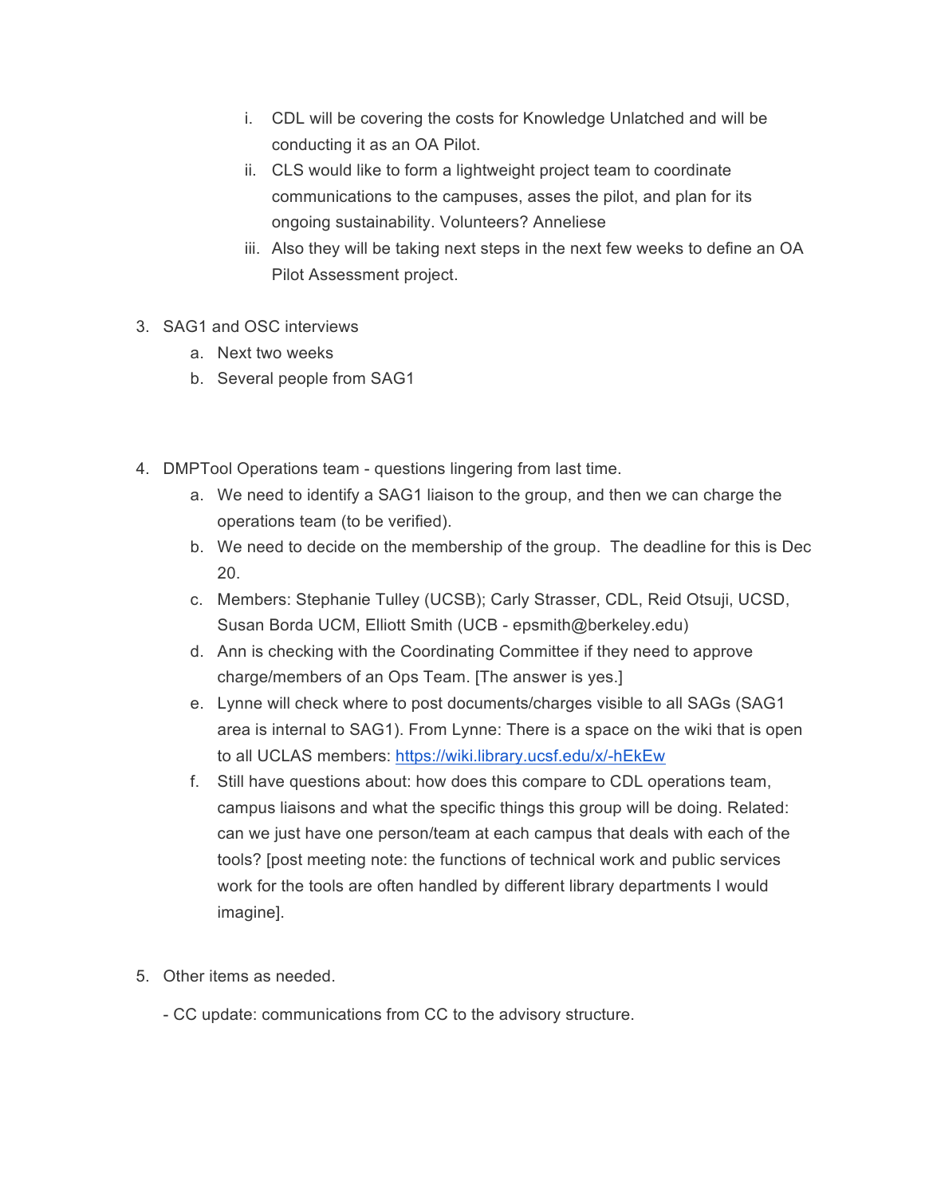i. CDL will be covering the costs for Knowledge Unlatched and will be conducting it as an OA Pilot.
    ii. CLS would like to form a lightweight project team to coordinate communications to the campuses, asses the pilot, and plan for its ongoing sustainability. Volunteers? Anneliese
    iii. Also they will be taking next steps in the next few weeks to define an OA Pilot Assessment project.

3. SAG1 and OSC interviews
    a. Next two weeks
    b. Several people from SAG1

4. DMPTool Operations team - questions lingering from last time.
    a. We need to identify a SAG1 liaison to the group, and then we can charge the operations team (to be verified).
    b. We need to decide on the membership of the group. The deadline for this is Dec 20.
    c. Members: Stephanie Tulley (UCSB); Carly Strasser, CDL, Reid Otsuji, UCSD, Susan Borda UCM, Elliott Smith (UCB - epsmith@berkeley.edu)
    d. Ann is checking with the Coordinating Committee if they need to approve charge/members of an Ops Team. [The answer is yes.]
    e. Lynne will check where to post documents/charges visible to all SAGs (SAG1 area is internal to SAG1). From Lynne: There is a space on the wiki that is open to all UCLAS members: [https://wiki.library.ucsf.edu/x/-hEkEw](https://wiki.library.ucsf.edu/x/-hEkEw)
    f. Still have questions about: how does this compare to CDL operations team, campus liaisons and what the specific things this group will be doing. Related: can we just have one person/team at each campus that deals with each of the tools? [post meeting note: the functions of technical work and public services work for the tools are often handled by different library departments I would imagine].

5. Other items as needed.

- CC update: communications from CC to the advisory structure.